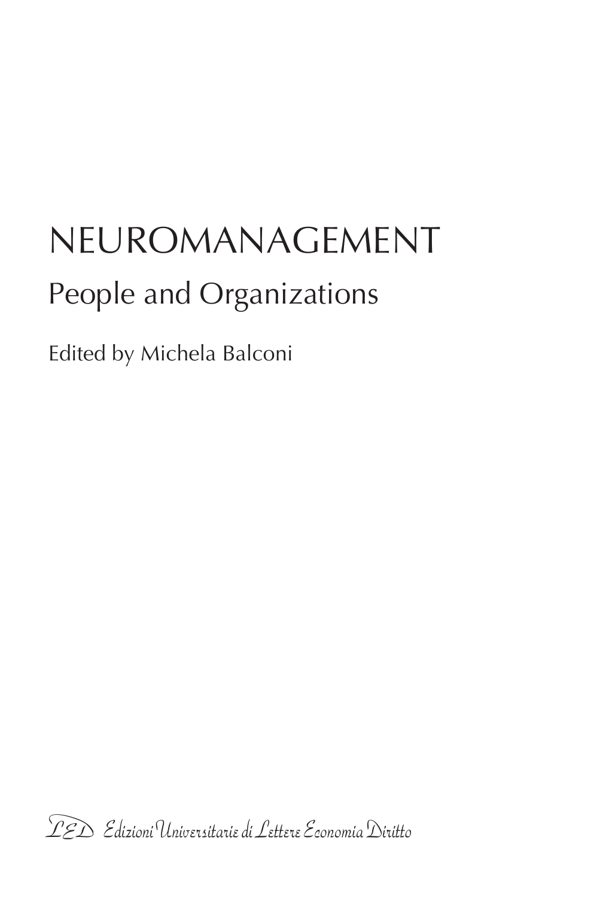# NEUROMANAGEMENT

## People and Organizations

Edited by Michela Balconi

LED Edizioni Universitarie di Lettere Economia Diritto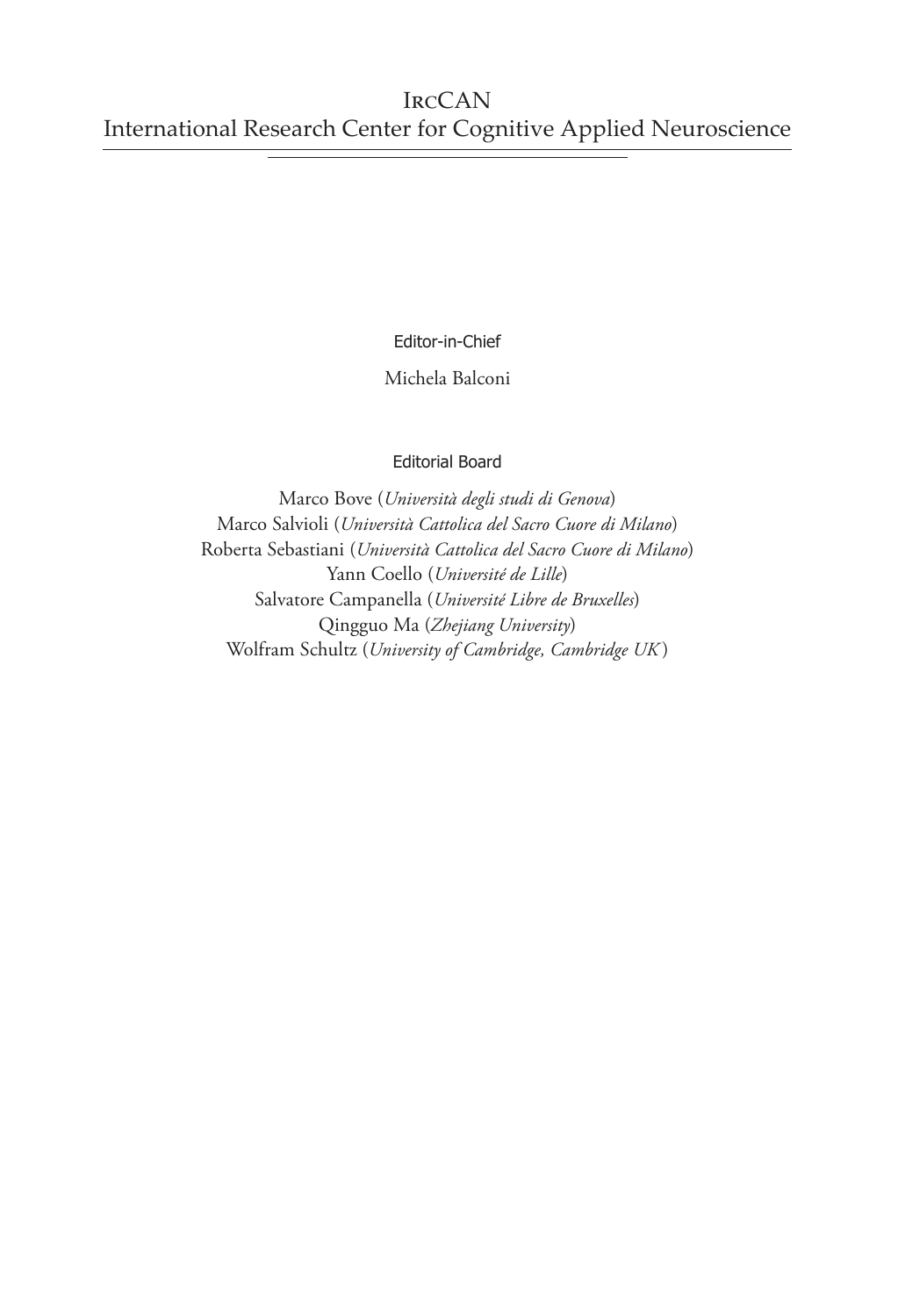# IrcCAN
# International Research Center for Cognitive Applied Neuroscience

Editor-in-Chief

Michela Balconi

Editorial Board

Marco Bove (*Università degli studi di Genova*)
Marco Salvioli (*Università Cattolica del Sacro Cuore di Milano*)
Roberta Sebastiani (*Università Cattolica del Sacro Cuore di Milano*)
Yann Coello (*Université de Lille*)
Salvatore Campanella (*Université Libre de Bruxelles*)
Qingguo Ma (*Zhejiang University*)
Wolfram Schultz (*University of Cambridge, Cambridge UK*)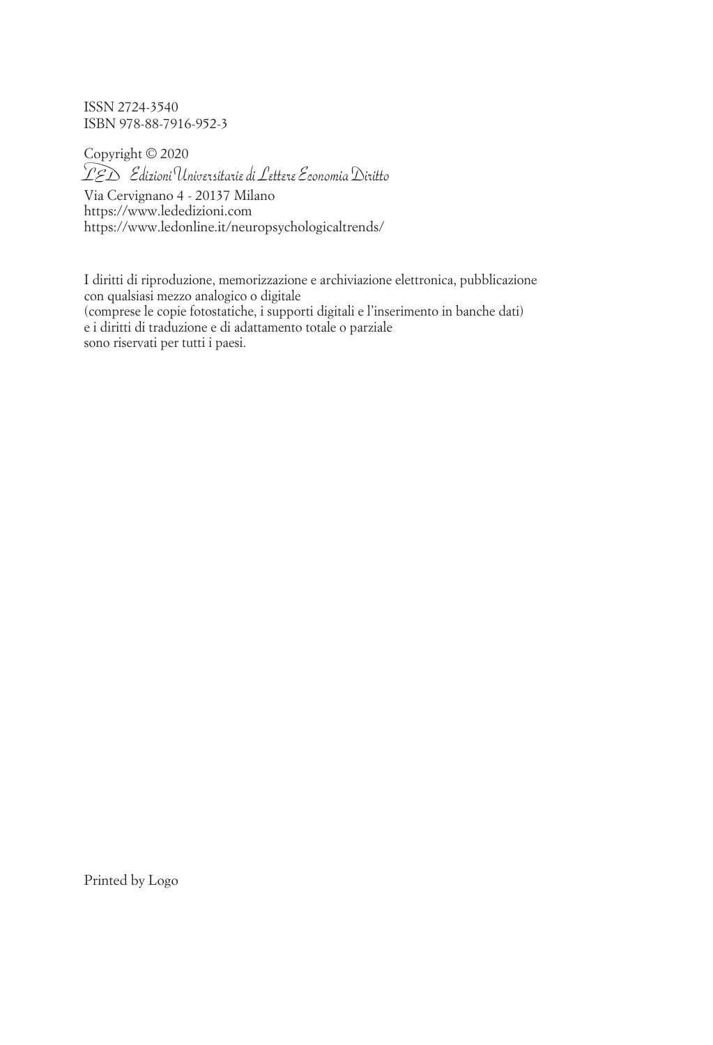ISSN 2724-3540
ISBN 978-88-7916-952-3

Copyright © 2020
*LED Edizioni Universitarie di Lettere Economia Diritto*
Via Cervignano 4 - 20137 Milano
https://www.lededizioni.com
https://www.ledonline.it/neuropsychologicaltrends/

I diritti di riproduzione, memorizzazione e archiviazione elettronica, pubblicazione
con qualsiasi mezzo analogico o digitale
(comprese le copie fotostatiche, i supporti digitali e l'inserimento in banche dati)
e i diritti di traduzione e di adattamento totale o parziale
sono riservati per tutti i paesi.

Printed by Logo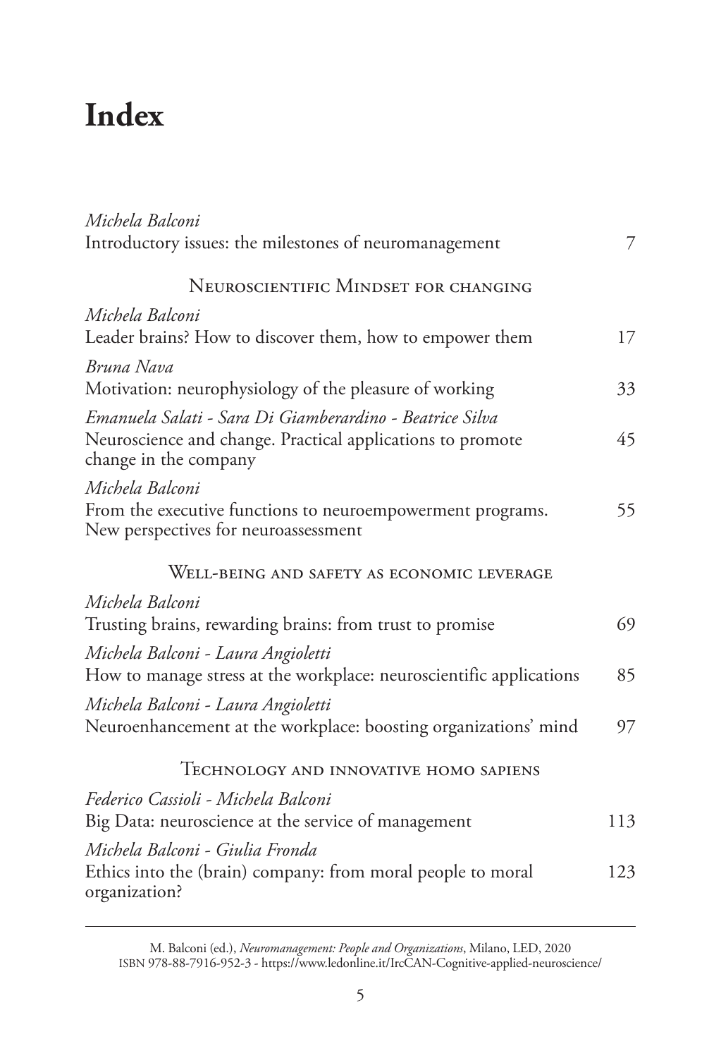# Index

*Michela Balconi*
Introductory issues: the milestones of neuromanagement 7

## Neuroscientific Mindset for changing

*Michela Balconi*
Leader brains? How to discover them, how to empower them 17

*Bruna Nava*
Motivation: neurophysiology of the pleasure of working 33

*Emanuela Salati - Sara Di Giamberardino - Beatrice Silva*
Neuroscience and change. Practical applications to promote change in the company 45

*Michela Balconi*
From the executive functions to neuroempowerment programs. New perspectives for neuroassessment 55

## Well-being and safety as economic leverage

*Michela Balconi*
Trusting brains, rewarding brains: from trust to promise 69

*Michela Balconi - Laura Angioletti*
How to manage stress at the workplace: neuroscientific applications 85

*Michela Balconi - Laura Angioletti*
Neuroenhancement at the workplace: boosting organizations' mind 97

## Technology and innovative homo sapiens

*Federico Cassioli - Michela Balconi*
Big Data: neuroscience at the service of management 113

*Michela Balconi - Giulia Fronda*
Ethics into the (brain) company: from moral people to moral organization? 123

---

M. Balconi (ed.), *Neuromanagement: People and Organizations*, Milano, LED, 2020
ISBN 978-88-7916-952-3 - https://www.ledonline.it/IrcCAN-Cognitive-applied-neuroscience/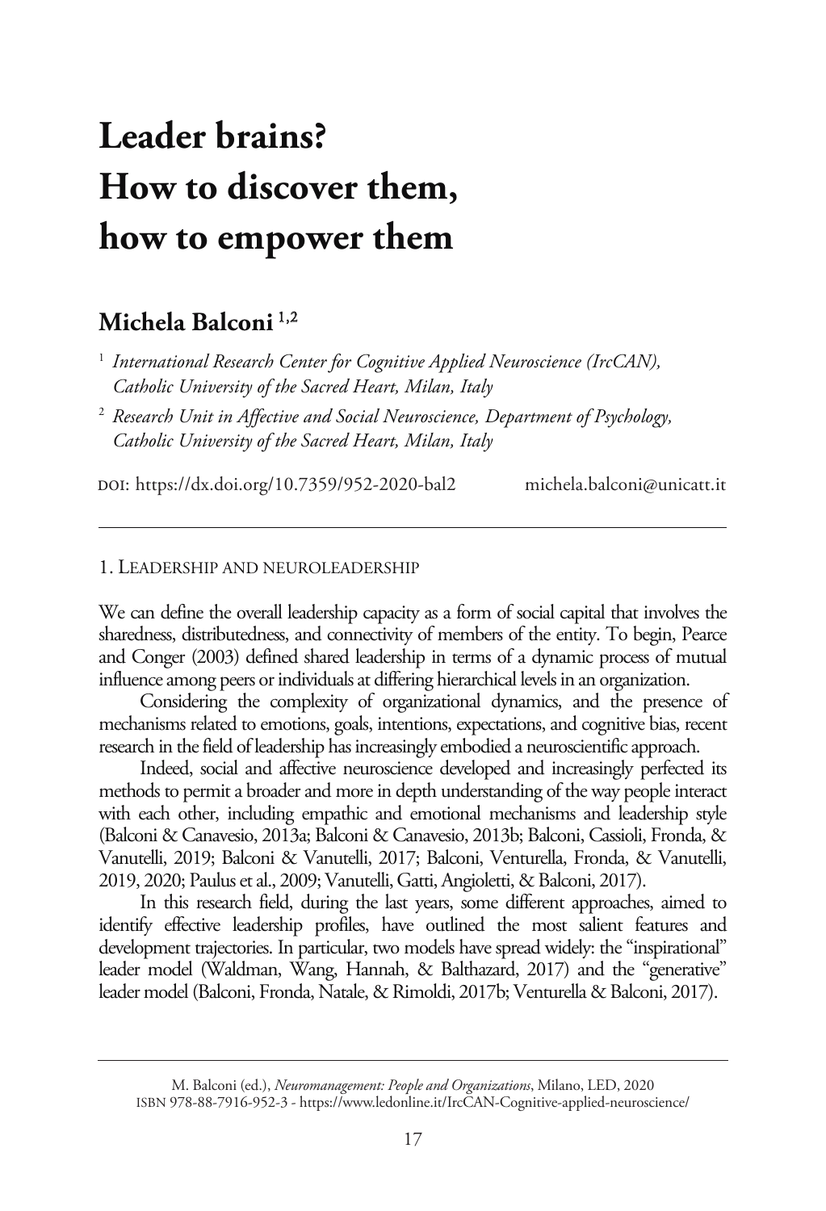# Leader brains? How to discover them, how to empower them

## Michela Balconi [1,2]

[1] *International Research Center for Cognitive Applied Neuroscience (IrcCAN), Catholic University of the Sacred Heart, Milan, Italy*

[2] *Research Unit in Affective and Social Neuroscience, Department of Psychology, Catholic University of the Sacred Heart, Milan, Italy*

DOI: https://dx.doi.org/10.7359/952-2020-bal2 michela.balconi@unicatt.it

---

### 1. Leadership and neuroleadership

We can define the overall leadership capacity as a form of social capital that involves the sharedness, distributedness, and connectivity of members of the entity. To begin, Pearce and Conger (2003) defined shared leadership in terms of a dynamic process of mutual influence among peers or individuals at differing hierarchical levels in an organization.

Considering the complexity of organizational dynamics, and the presence of mechanisms related to emotions, goals, intentions, expectations, and cognitive bias, recent research in the field of leadership has increasingly embodied a neuroscientific approach.

Indeed, social and affective neuroscience developed and increasingly perfected its methods to permit a broader and more in depth understanding of the way people interact with each other, including empathic and emotional mechanisms and leadership style (Balconi & Canavesio, 2013a; Balconi & Canavesio, 2013b; Balconi, Cassioli, Fronda, & Vanutelli, 2019; Balconi & Vanutelli, 2017; Balconi, Venturella, Fronda, & Vanutelli, 2019, 2020; Paulus et al., 2009; Vanutelli, Gatti, Angioletti, & Balconi, 2017).

In this research field, during the last years, some different approaches, aimed to identify effective leadership profiles, have outlined the most salient features and development trajectories. In particular, two models have spread widely: the "inspirational" leader model (Waldman, Wang, Hannah, & Balthazard, 2017) and the "generative" leader model (Balconi, Fronda, Natale, & Rimoldi, 2017b; Venturella & Balconi, 2017).

---

M. Balconi (ed.), *Neuromanagement: People and Organizations*, Milano, LED, 2020
ISBN 978-88-7916-952-3 - https://www.ledonline.it/IrcCAN-Cognitive-applied-neuroscience/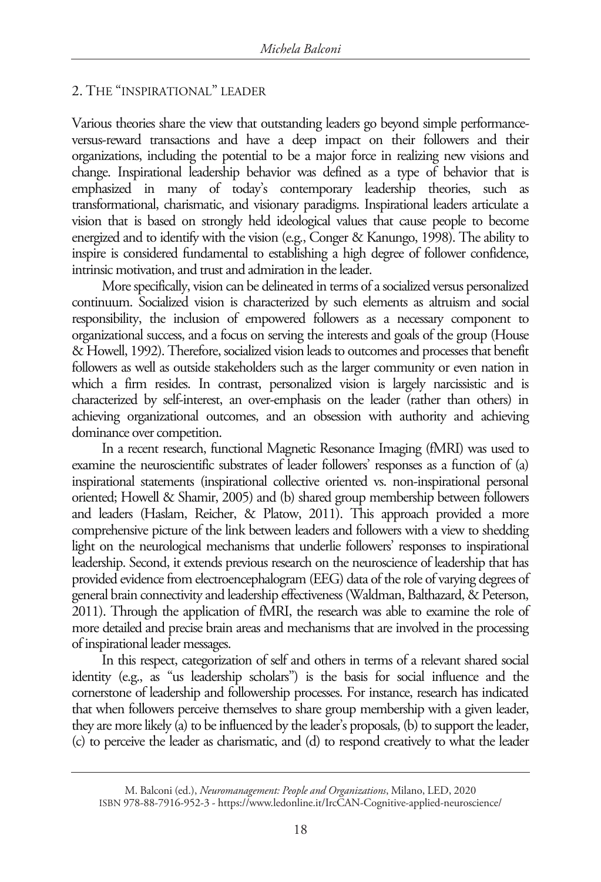## 2. The "inspirational" leader

Various theories share the view that outstanding leaders go beyond simple performance-versus-reward transactions and have a deep impact on their followers and their organizations, including the potential to be a major force in realizing new visions and change. Inspirational leadership behavior was defined as a type of behavior that is emphasized in many of today's contemporary leadership theories, such as transformational, charismatic, and visionary paradigms. Inspirational leaders articulate a vision that is based on strongly held ideological values that cause people to become energized and to identify with the vision (e.g., Conger & Kanungo, 1998). The ability to inspire is considered fundamental to establishing a high degree of follower confidence, intrinsic motivation, and trust and admiration in the leader.

More specifically, vision can be delineated in terms of a socialized versus personalized continuum. Socialized vision is characterized by such elements as altruism and social responsibility, the inclusion of empowered followers as a necessary component to organizational success, and a focus on serving the interests and goals of the group (House & Howell, 1992). Therefore, socialized vision leads to outcomes and processes that benefit followers as well as outside stakeholders such as the larger community or even nation in which a firm resides. In contrast, personalized vision is largely narcissistic and is characterized by self-interest, an over-emphasis on the leader (rather than others) in achieving organizational outcomes, and an obsession with authority and achieving dominance over competition.

In a recent research, functional Magnetic Resonance Imaging (fMRI) was used to examine the neuroscientific substrates of leader followers' responses as a function of (a) inspirational statements (inspirational collective oriented vs. non-inspirational personal oriented; Howell & Shamir, 2005) and (b) shared group membership between followers and leaders (Haslam, Reicher, & Platow, 2011). This approach provided a more comprehensive picture of the link between leaders and followers with a view to shedding light on the neurological mechanisms that underlie followers' responses to inspirational leadership. Second, it extends previous research on the neuroscience of leadership that has provided evidence from electroencephalogram (EEG) data of the role of varying degrees of general brain connectivity and leadership effectiveness (Waldman, Balthazard, & Peterson, 2011). Through the application of fMRI, the research was able to examine the role of more detailed and precise brain areas and mechanisms that are involved in the processing of inspirational leader messages.

In this respect, categorization of self and others in terms of a relevant shared social identity (e.g., as "us leadership scholars") is the basis for social influence and the cornerstone of leadership and followership processes. For instance, research has indicated that when followers perceive themselves to share group membership with a given leader, they are more likely (a) to be influenced by the leader's proposals, (b) to support the leader, (c) to perceive the leader as charismatic, and (d) to respond creatively to what the leader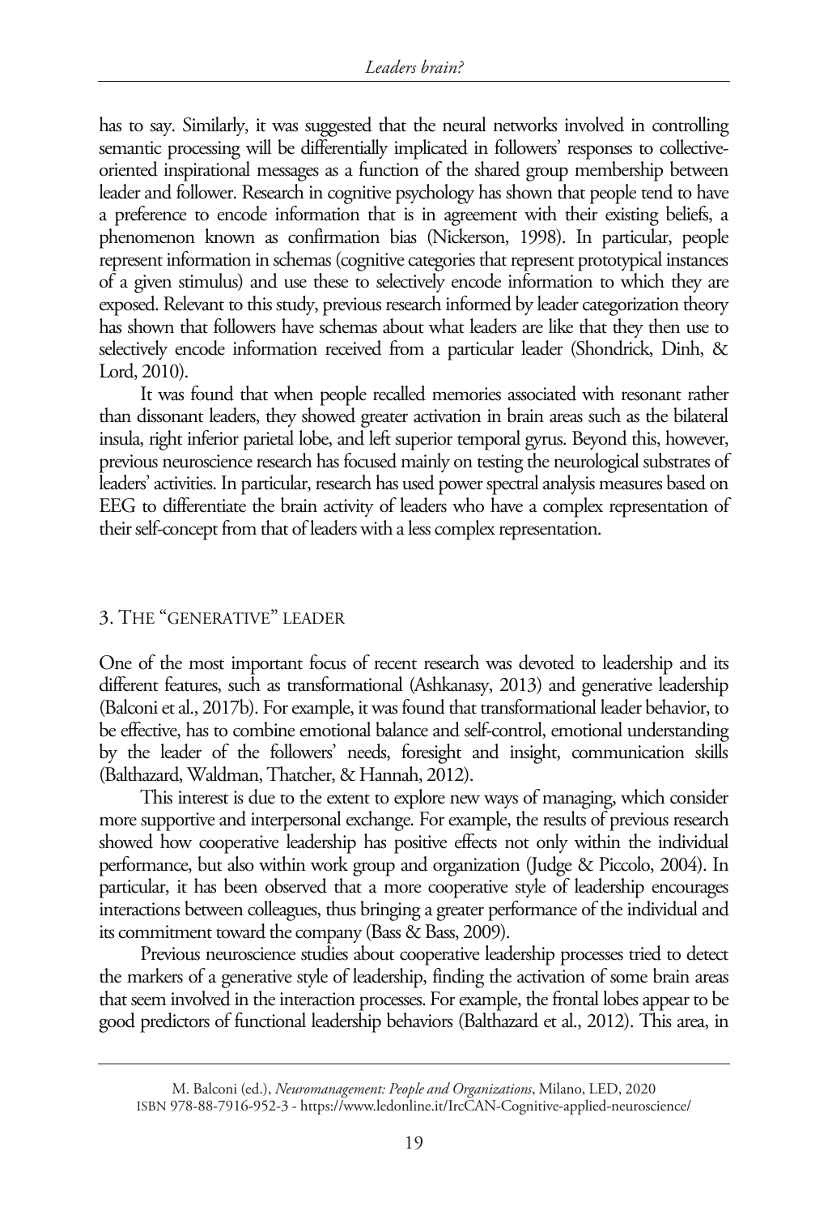has to say. Similarly, it was suggested that the neural networks involved in controlling semantic processing will be differentially implicated in followers' responses to collective-oriented inspirational messages as a function of the shared group membership between leader and follower. Research in cognitive psychology has shown that people tend to have a preference to encode information that is in agreement with their existing beliefs, a phenomenon known as confirmation bias (Nickerson, 1998). In particular, people represent information in schemas (cognitive categories that represent prototypical instances of a given stimulus) and use these to selectively encode information to which they are exposed. Relevant to this study, previous research informed by leader categorization theory has shown that followers have schemas about what leaders are like that they then use to selectively encode information received from a particular leader (Shondrick, Dinh, & Lord, 2010).

It was found that when people recalled memories associated with resonant rather than dissonant leaders, they showed greater activation in brain areas such as the bilateral insula, right inferior parietal lobe, and left superior temporal gyrus. Beyond this, however, previous neuroscience research has focused mainly on testing the neurological substrates of leaders' activities. In particular, research has used power spectral analysis measures based on EEG to differentiate the brain activity of leaders who have a complex representation of their self-concept from that of leaders with a less complex representation.

## 3. The "generative" leader

One of the most important focus of recent research was devoted to leadership and its different features, such as transformational (Ashkanasy, 2013) and generative leadership (Balconi et al., 2017b). For example, it was found that transformational leader behavior, to be effective, has to combine emotional balance and self-control, emotional understanding by the leader of the followers' needs, foresight and insight, communication skills (Balthazard, Waldman, Thatcher, & Hannah, 2012).

This interest is due to the extent to explore new ways of managing, which consider more supportive and interpersonal exchange. For example, the results of previous research showed how cooperative leadership has positive effects not only within the individual performance, but also within work group and organization (Judge & Piccolo, 2004). In particular, it has been observed that a more cooperative style of leadership encourages interactions between colleagues, thus bringing a greater performance of the individual and its commitment toward the company (Bass & Bass, 2009).

Previous neuroscience studies about cooperative leadership processes tried to detect the markers of a generative style of leadership, finding the activation of some brain areas that seem involved in the interaction processes. For example, the frontal lobes appear to be good predictors of functional leadership behaviors (Balthazard et al., 2012). This area, in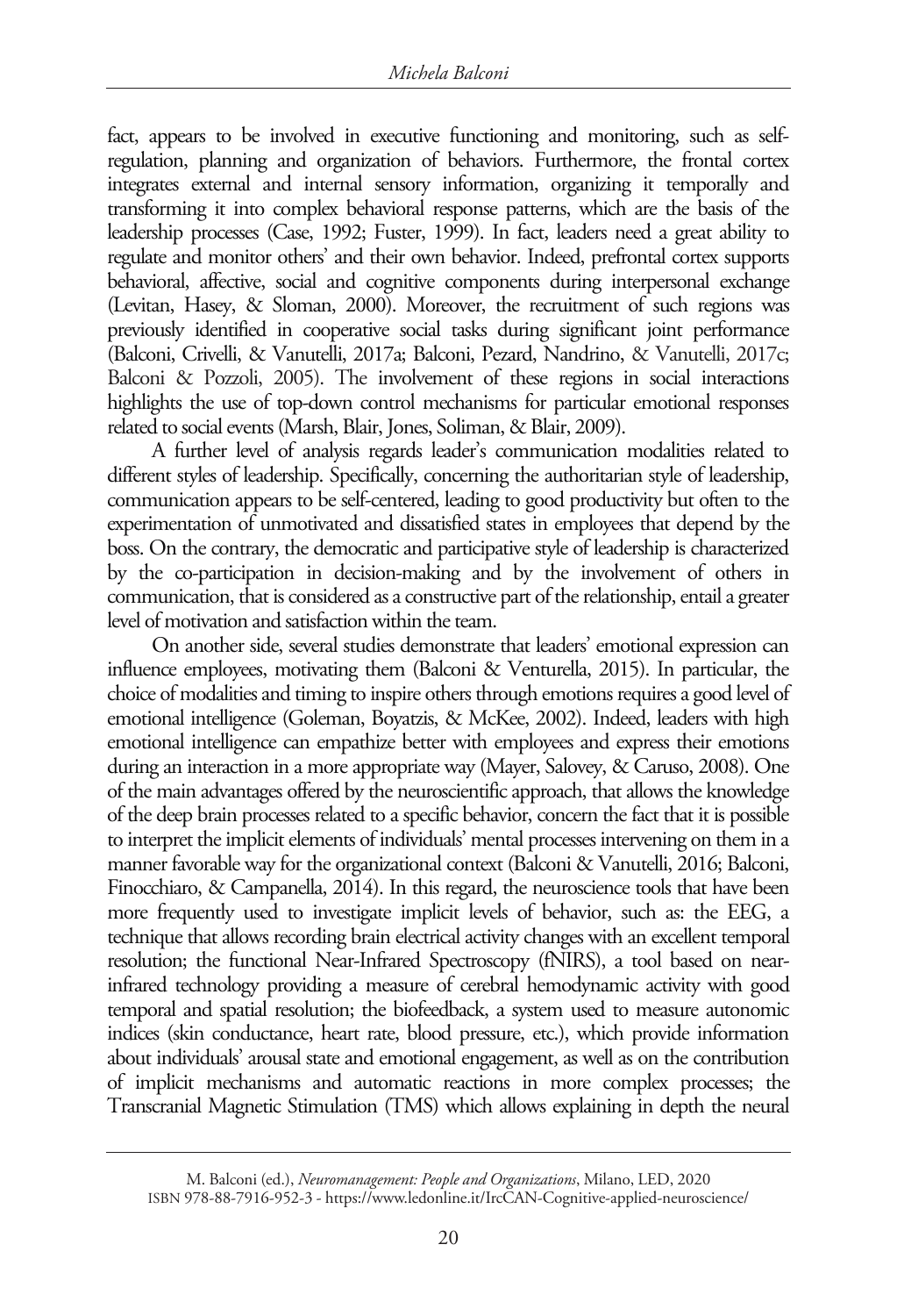fact, appears to be involved in executive functioning and monitoring, such as self-regulation, planning and organization of behaviors. Furthermore, the frontal cortex integrates external and internal sensory information, organizing it temporally and transforming it into complex behavioral response patterns, which are the basis of the leadership processes (Case, 1992; Fuster, 1999). In fact, leaders need a great ability to regulate and monitor others' and their own behavior. Indeed, prefrontal cortex supports behavioral, affective, social and cognitive components during interpersonal exchange (Levitan, Hasey, & Sloman, 2000). Moreover, the recruitment of such regions was previously identified in cooperative social tasks during significant joint performance (Balconi, Crivelli, & Vanutelli, 2017a; Balconi, Pezard, Nandrino, & Vanutelli, 2017c; Balconi & Pozzoli, 2005). The involvement of these regions in social interactions highlights the use of top-down control mechanisms for particular emotional responses related to social events (Marsh, Blair, Jones, Soliman, & Blair, 2009).

A further level of analysis regards leader's communication modalities related to different styles of leadership. Specifically, concerning the authoritarian style of leadership, communication appears to be self-centered, leading to good productivity but often to the experimentation of unmotivated and dissatisfied states in employees that depend by the boss. On the contrary, the democratic and participative style of leadership is characterized by the co-participation in decision-making and by the involvement of others in communication, that is considered as a constructive part of the relationship, entail a greater level of motivation and satisfaction within the team.

On another side, several studies demonstrate that leaders' emotional expression can influence employees, motivating them (Balconi & Venturella, 2015). In particular, the choice of modalities and timing to inspire others through emotions requires a good level of emotional intelligence (Goleman, Boyatzis, & McKee, 2002). Indeed, leaders with high emotional intelligence can empathize better with employees and express their emotions during an interaction in a more appropriate way (Mayer, Salovey, & Caruso, 2008). One of the main advantages offered by the neuroscientific approach, that allows the knowledge of the deep brain processes related to a specific behavior, concern the fact that it is possible to interpret the implicit elements of individuals' mental processes intervening on them in a manner favorable way for the organizational context (Balconi & Vanutelli, 2016; Balconi, Finocchiaro, & Campanella, 2014). In this regard, the neuroscience tools that have been more frequently used to investigate implicit levels of behavior, such as: the EEG, a technique that allows recording brain electrical activity changes with an excellent temporal resolution; the functional Near-Infrared Spectroscopy (fNIRS), a tool based on near-infrared technology providing a measure of cerebral hemodynamic activity with good temporal and spatial resolution; the biofeedback, a system used to measure autonomic indices (skin conductance, heart rate, blood pressure, etc.), which provide information about individuals' arousal state and emotional engagement, as well as on the contribution of implicit mechanisms and automatic reactions in more complex processes; the Transcranial Magnetic Stimulation (TMS) which allows explaining in depth the neural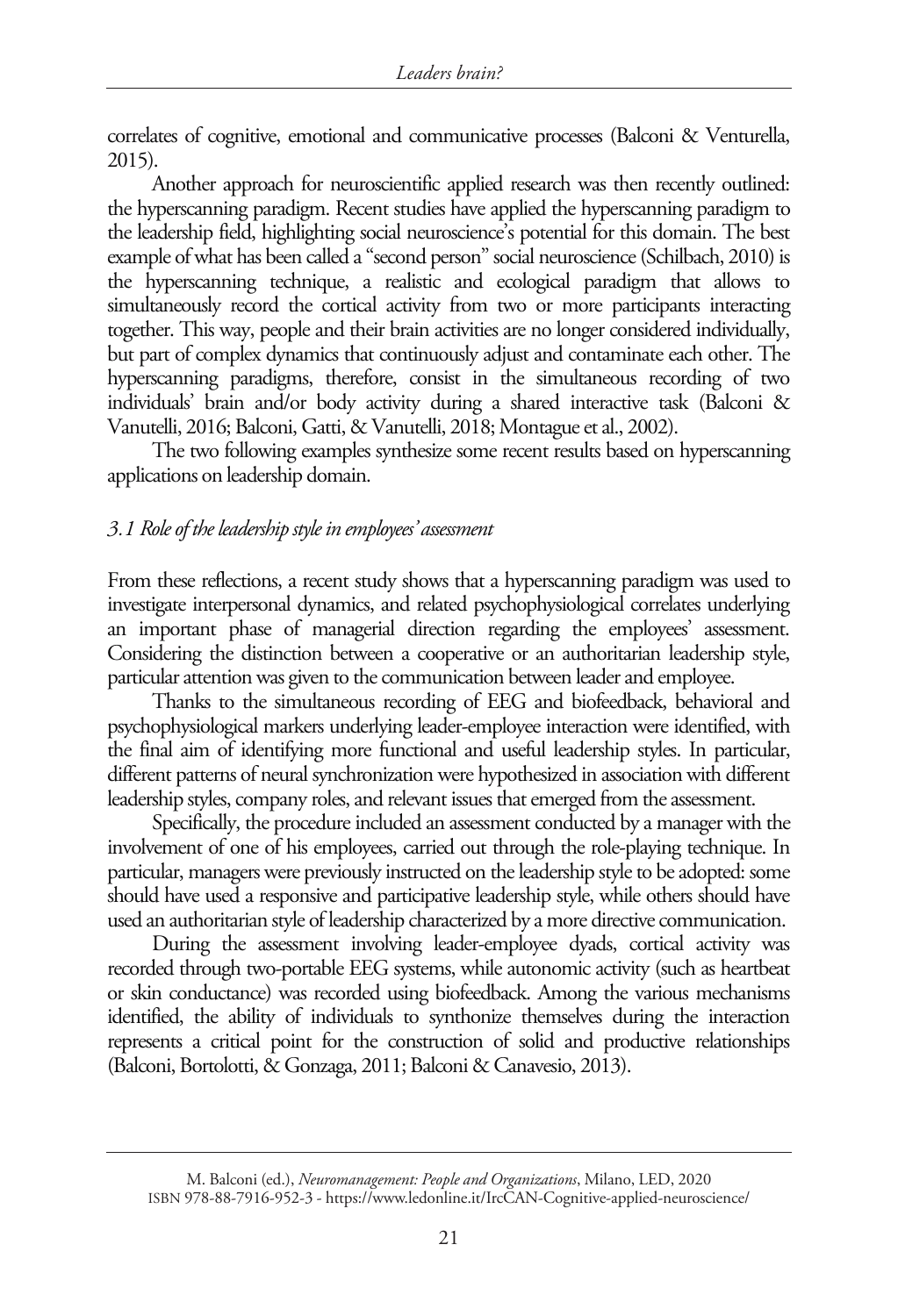correlates of cognitive, emotional and communicative processes (Balconi & Venturella, 2015).

Another approach for neuroscientific applied research was then recently outlined: the hyperscanning paradigm. Recent studies have applied the hyperscanning paradigm to the leadership field, highlighting social neuroscience's potential for this domain. The best example of what has been called a "second person" social neuroscience (Schilbach, 2010) is the hyperscanning technique, a realistic and ecological paradigm that allows to simultaneously record the cortical activity from two or more participants interacting together. This way, people and their brain activities are no longer considered individually, but part of complex dynamics that continuously adjust and contaminate each other. The hyperscanning paradigms, therefore, consist in the simultaneous recording of two individuals' brain and/or body activity during a shared interactive task (Balconi & Vanutelli, 2016; Balconi, Gatti, & Vanutelli, 2018; Montague et al., 2002).

The two following examples synthesize some recent results based on hyperscanning applications on leadership domain.

### *3.1 Role of the leadership style in employees' assessment*

From these reflections, a recent study shows that a hyperscanning paradigm was used to investigate interpersonal dynamics, and related psychophysiological correlates underlying an important phase of managerial direction regarding the employees' assessment. Considering the distinction between a cooperative or an authoritarian leadership style, particular attention was given to the communication between leader and employee.

Thanks to the simultaneous recording of EEG and biofeedback, behavioral and psychophysiological markers underlying leader-employee interaction were identified, with the final aim of identifying more functional and useful leadership styles. In particular, different patterns of neural synchronization were hypothesized in association with different leadership styles, company roles, and relevant issues that emerged from the assessment.

Specifically, the procedure included an assessment conducted by a manager with the involvement of one of his employees, carried out through the role-playing technique. In particular, managers were previously instructed on the leadership style to be adopted: some should have used a responsive and participative leadership style, while others should have used an authoritarian style of leadership characterized by a more directive communication.

During the assessment involving leader-employee dyads, cortical activity was recorded through two-portable EEG systems, while autonomic activity (such as heartbeat or skin conductance) was recorded using biofeedback. Among the various mechanisms identified, the ability of individuals to synthonize themselves during the interaction represents a critical point for the construction of solid and productive relationships (Balconi, Bortolotti, & Gonzaga, 2011; Balconi & Canavesio, 2013).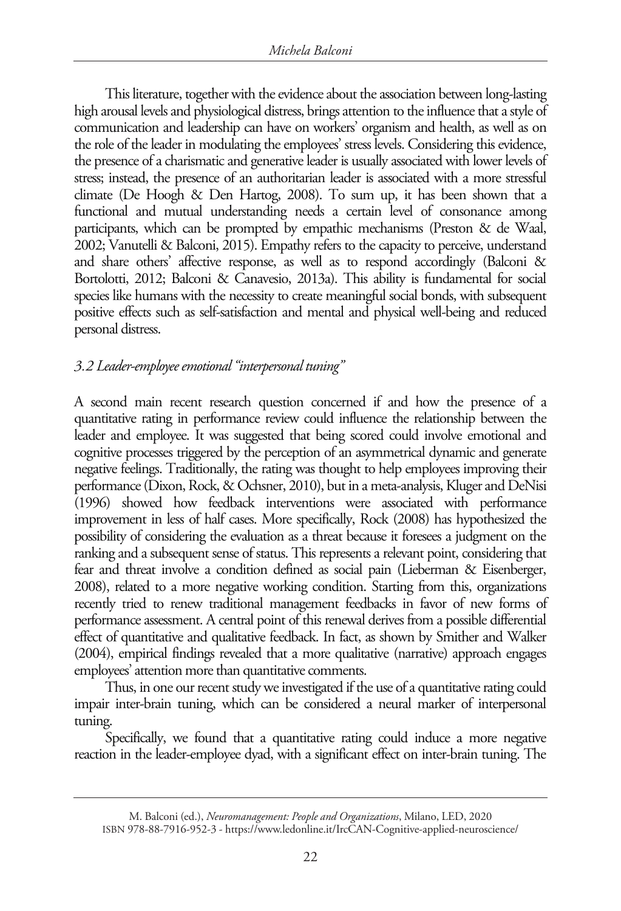This literature, together with the evidence about the association between long-lasting high arousal levels and physiological distress, brings attention to the influence that a style of communication and leadership can have on workers' organism and health, as well as on the role of the leader in modulating the employees' stress levels. Considering this evidence, the presence of a charismatic and generative leader is usually associated with lower levels of stress; instead, the presence of an authoritarian leader is associated with a more stressful climate (De Hoogh & Den Hartog, 2008). To sum up, it has been shown that a functional and mutual understanding needs a certain level of consonance among participants, which can be prompted by empathic mechanisms (Preston & de Waal, 2002; Vanutelli & Balconi, 2015). Empathy refers to the capacity to perceive, understand and share others' affective response, as well as to respond accordingly (Balconi & Bortolotti, 2012; Balconi & Canavesio, 2013a). This ability is fundamental for social species like humans with the necessity to create meaningful social bonds, with subsequent positive effects such as self-satisfaction and mental and physical well-being and reduced personal distress.

### *3.2 Leader-employee emotional "interpersonal tuning"*

A second main recent research question concerned if and how the presence of a quantitative rating in performance review could influence the relationship between the leader and employee. It was suggested that being scored could involve emotional and cognitive processes triggered by the perception of an asymmetrical dynamic and generate negative feelings. Traditionally, the rating was thought to help employees improving their performance (Dixon, Rock, & Ochsner, 2010), but in a meta-analysis, Kluger and DeNisi (1996) showed how feedback interventions were associated with performance improvement in less of half cases. More specifically, Rock (2008) has hypothesized the possibility of considering the evaluation as a threat because it foresees a judgment on the ranking and a subsequent sense of status. This represents a relevant point, considering that fear and threat involve a condition defined as social pain (Lieberman & Eisenberger, 2008), related to a more negative working condition. Starting from this, organizations recently tried to renew traditional management feedbacks in favor of new forms of performance assessment. A central point of this renewal derives from a possible differential effect of quantitative and qualitative feedback. In fact, as shown by Smither and Walker (2004), empirical findings revealed that a more qualitative (narrative) approach engages employees' attention more than quantitative comments.

Thus, in one our recent study we investigated if the use of a quantitative rating could impair inter-brain tuning, which can be considered a neural marker of interpersonal tuning.

Specifically, we found that a quantitative rating could induce a more negative reaction in the leader-employee dyad, with a significant effect on inter-brain tuning. The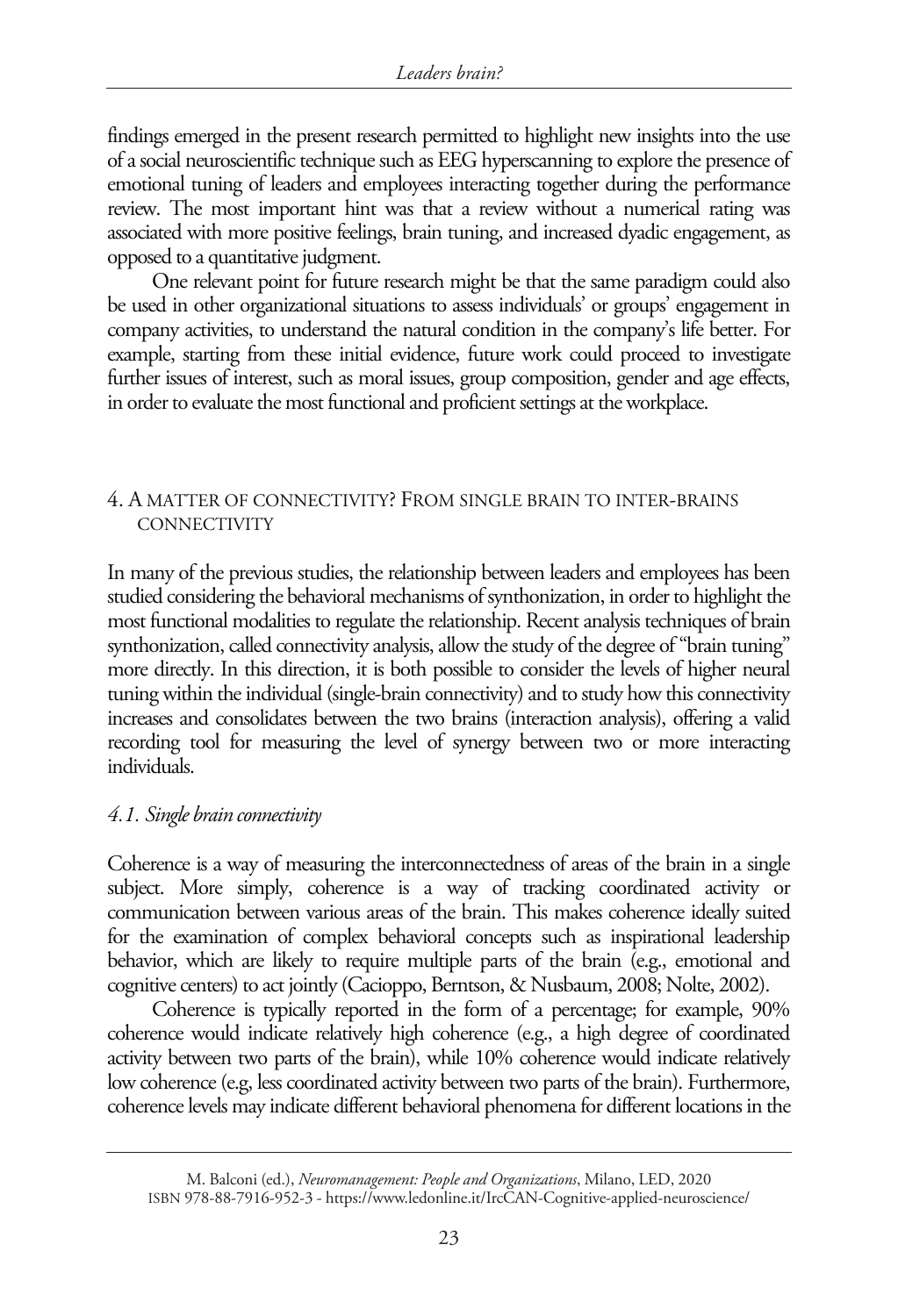findings emerged in the present research permitted to highlight new insights into the use of a social neuroscientific technique such as EEG hyperscanning to explore the presence of emotional tuning of leaders and employees interacting together during the performance review. The most important hint was that a review without a numerical rating was associated with more positive feelings, brain tuning, and increased dyadic engagement, as opposed to a quantitative judgment.

One relevant point for future research might be that the same paradigm could also be used in other organizational situations to assess individuals' or groups' engagement in company activities, to understand the natural condition in the company's life better. For example, starting from these initial evidence, future work could proceed to investigate further issues of interest, such as moral issues, group composition, gender and age effects, in order to evaluate the most functional and proficient settings at the workplace.

## 4. A matter of connectivity? From single brain to inter-brains connectivity

In many of the previous studies, the relationship between leaders and employees has been studied considering the behavioral mechanisms of synthonization, in order to highlight the most functional modalities to regulate the relationship. Recent analysis techniques of brain synthonization, called connectivity analysis, allow the study of the degree of "brain tuning" more directly. In this direction, it is both possible to consider the levels of higher neural tuning within the individual (single-brain connectivity) and to study how this connectivity increases and consolidates between the two brains (interaction analysis), offering a valid recording tool for measuring the level of synergy between two or more interacting individuals.

### *4.1. Single brain connectivity*

Coherence is a way of measuring the interconnectedness of areas of the brain in a single subject. More simply, coherence is a way of tracking coordinated activity or communication between various areas of the brain. This makes coherence ideally suited for the examination of complex behavioral concepts such as inspirational leadership behavior, which are likely to require multiple parts of the brain (e.g., emotional and cognitive centers) to act jointly (Cacioppo, Berntson, & Nusbaum, 2008; Nolte, 2002).

Coherence is typically reported in the form of a percentage; for example, 90% coherence would indicate relatively high coherence (e.g., a high degree of coordinated activity between two parts of the brain), while 10% coherence would indicate relatively low coherence (e.g, less coordinated activity between two parts of the brain). Furthermore, coherence levels may indicate different behavioral phenomena for different locations in the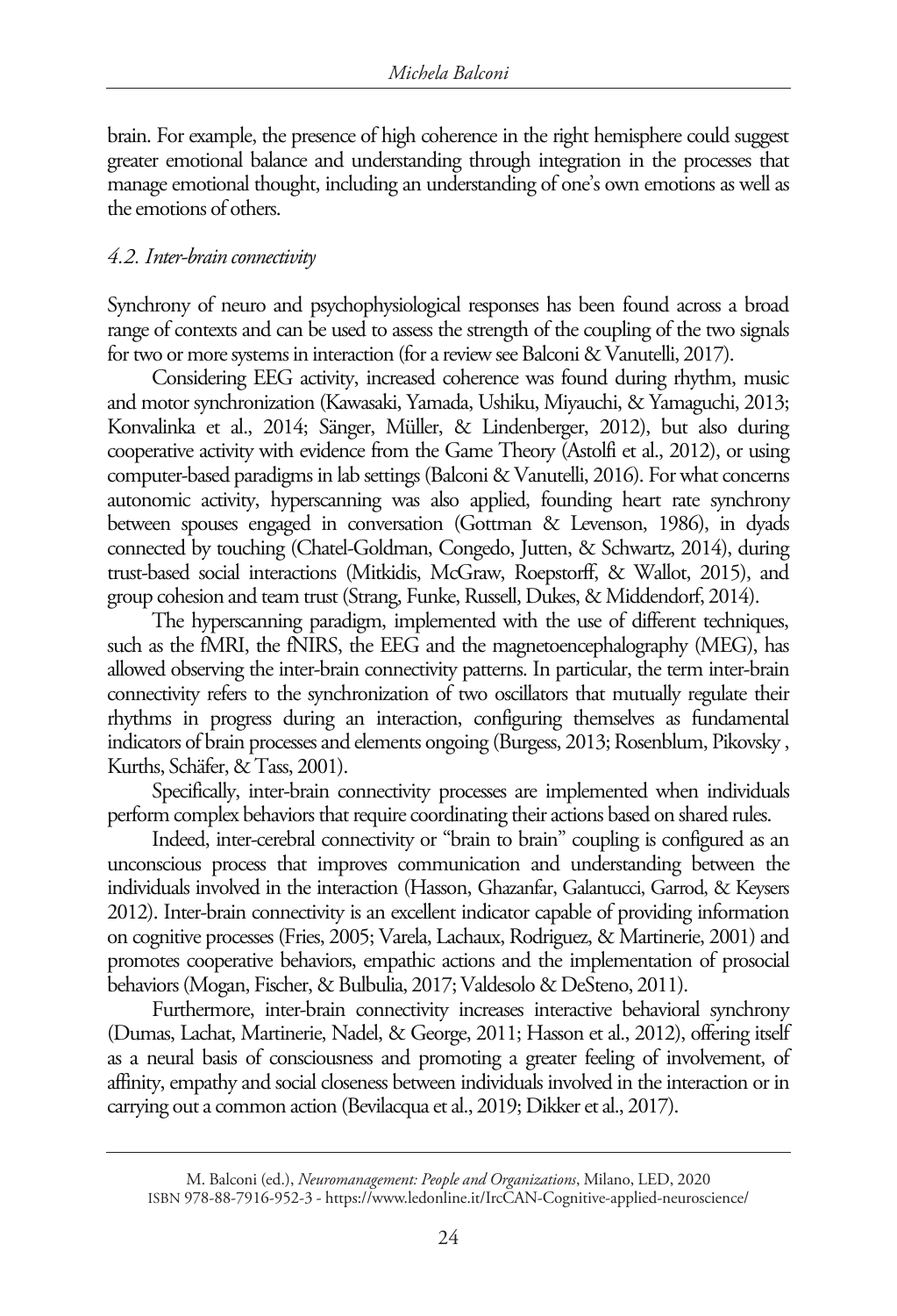brain. For example, the presence of high coherence in the right hemisphere could suggest greater emotional balance and understanding through integration in the processes that manage emotional thought, including an understanding of one's own emotions as well as the emotions of others.

### *4.2. Inter-brain connectivity*

Synchrony of neuro and psychophysiological responses has been found across a broad range of contexts and can be used to assess the strength of the coupling of the two signals for two or more systems in interaction (for a review see Balconi & Vanutelli, 2017).

Considering EEG activity, increased coherence was found during rhythm, music and motor synchronization (Kawasaki, Yamada, Ushiku, Miyauchi, & Yamaguchi, 2013; Konvalinka et al., 2014; Sänger, Müller, & Lindenberger, 2012), but also during cooperative activity with evidence from the Game Theory (Astolfi et al., 2012), or using computer-based paradigms in lab settings (Balconi & Vanutelli, 2016). For what concerns autonomic activity, hyperscanning was also applied, founding heart rate synchrony between spouses engaged in conversation (Gottman & Levenson, 1986), in dyads connected by touching (Chatel-Goldman, Congedo, Jutten, & Schwartz, 2014), during trust-based social interactions (Mitkidis, McGraw, Roepstorff, & Wallot, 2015), and group cohesion and team trust (Strang, Funke, Russell, Dukes, & Middendorf, 2014).

The hyperscanning paradigm, implemented with the use of different techniques, such as the fMRI, the fNIRS, the EEG and the magnetoencephalography (MEG), has allowed observing the inter-brain connectivity patterns. In particular, the term inter-brain connectivity refers to the synchronization of two oscillators that mutually regulate their rhythms in progress during an interaction, configuring themselves as fundamental indicators of brain processes and elements ongoing (Burgess, 2013; Rosenblum, Pikovsky , Kurths, Schäfer, & Tass, 2001).

Specifically, inter-brain connectivity processes are implemented when individuals perform complex behaviors that require coordinating their actions based on shared rules.

Indeed, inter-cerebral connectivity or "brain to brain" coupling is configured as an unconscious process that improves communication and understanding between the individuals involved in the interaction (Hasson, Ghazanfar, Galantucci, Garrod, & Keysers 2012). Inter-brain connectivity is an excellent indicator capable of providing information on cognitive processes (Fries, 2005; Varela, Lachaux, Rodriguez, & Martinerie, 2001) and promotes cooperative behaviors, empathic actions and the implementation of prosocial behaviors (Mogan, Fischer, & Bulbulia, 2017; Valdesolo & DeSteno, 2011).

Furthermore, inter-brain connectivity increases interactive behavioral synchrony (Dumas, Lachat, Martinerie, Nadel, & George, 2011; Hasson et al., 2012), offering itself as a neural basis of consciousness and promoting a greater feeling of involvement, of affinity, empathy and social closeness between individuals involved in the interaction or in carrying out a common action (Bevilacqua et al., 2019; Dikker et al., 2017).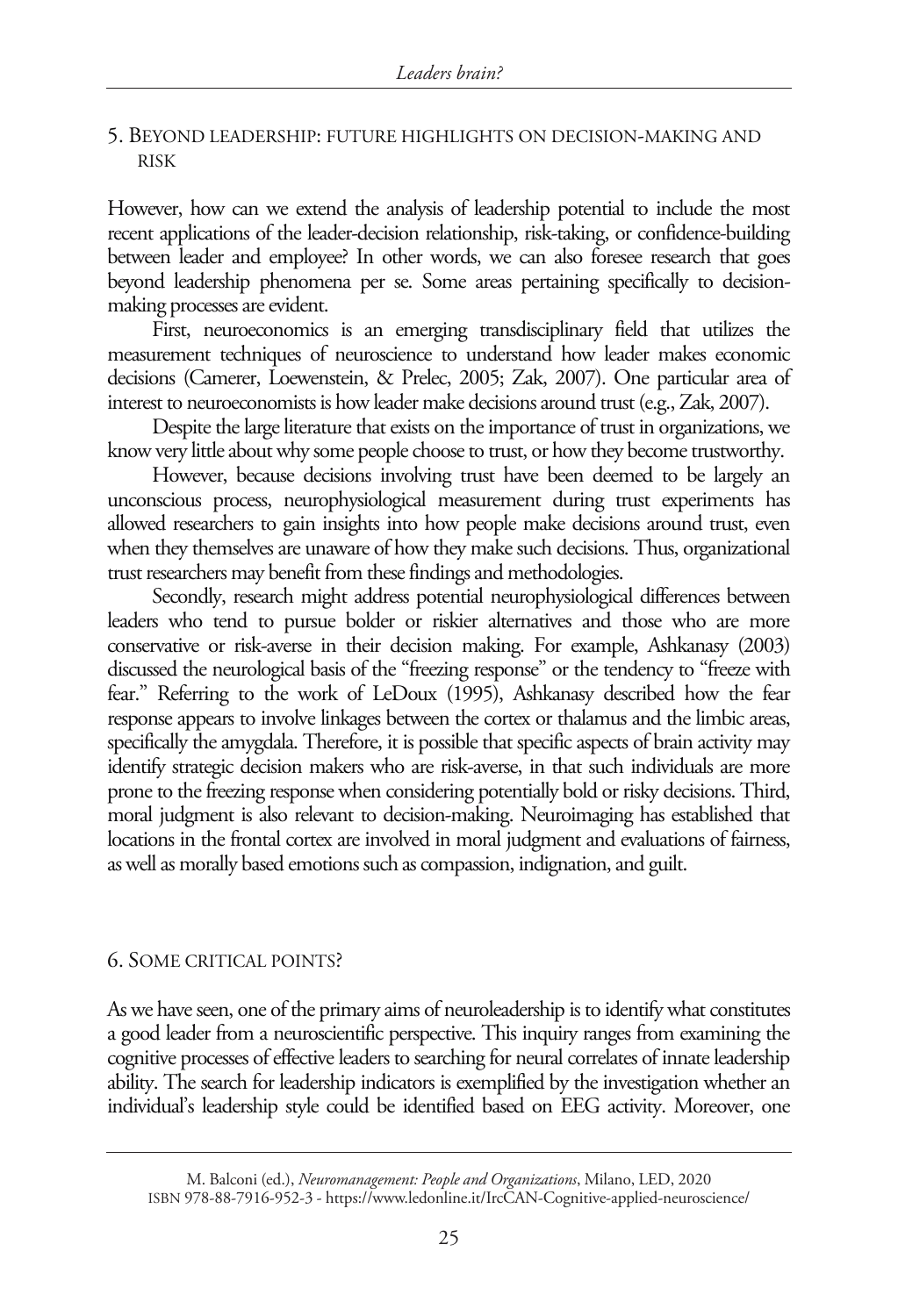## 5. Beyond leadership: future highlights on decision-making and risk

However, how can we extend the analysis of leadership potential to include the most recent applications of the leader-decision relationship, risk-taking, or confidence-building between leader and employee? In other words, we can also foresee research that goes beyond leadership phenomena per se. Some areas pertaining specifically to decision-making processes are evident.

First, neuroeconomics is an emerging transdisciplinary field that utilizes the measurement techniques of neuroscience to understand how leader makes economic decisions (Camerer, Loewenstein, & Prelec, 2005; Zak, 2007). One particular area of interest to neuroeconomists is how leader make decisions around trust (e.g., Zak, 2007).

Despite the large literature that exists on the importance of trust in organizations, we know very little about why some people choose to trust, or how they become trustworthy.

However, because decisions involving trust have been deemed to be largely an unconscious process, neurophysiological measurement during trust experiments has allowed researchers to gain insights into how people make decisions around trust, even when they themselves are unaware of how they make such decisions. Thus, organizational trust researchers may benefit from these findings and methodologies.

Secondly, research might address potential neurophysiological differences between leaders who tend to pursue bolder or riskier alternatives and those who are more conservative or risk-averse in their decision making. For example, Ashkanasy (2003) discussed the neurological basis of the "freezing response" or the tendency to "freeze with fear." Referring to the work of LeDoux (1995), Ashkanasy described how the fear response appears to involve linkages between the cortex or thalamus and the limbic areas, specifically the amygdala. Therefore, it is possible that specific aspects of brain activity may identify strategic decision makers who are risk-averse, in that such individuals are more prone to the freezing response when considering potentially bold or risky decisions. Third, moral judgment is also relevant to decision-making. Neuroimaging has established that locations in the frontal cortex are involved in moral judgment and evaluations of fairness, as well as morally based emotions such as compassion, indignation, and guilt.

## 6. Some critical points?

As we have seen, one of the primary aims of neuroleadership is to identify what constitutes a good leader from a neuroscientific perspective. This inquiry ranges from examining the cognitive processes of effective leaders to searching for neural correlates of innate leadership ability. The search for leadership indicators is exemplified by the investigation whether an individual's leadership style could be identified based on EEG activity. Moreover, one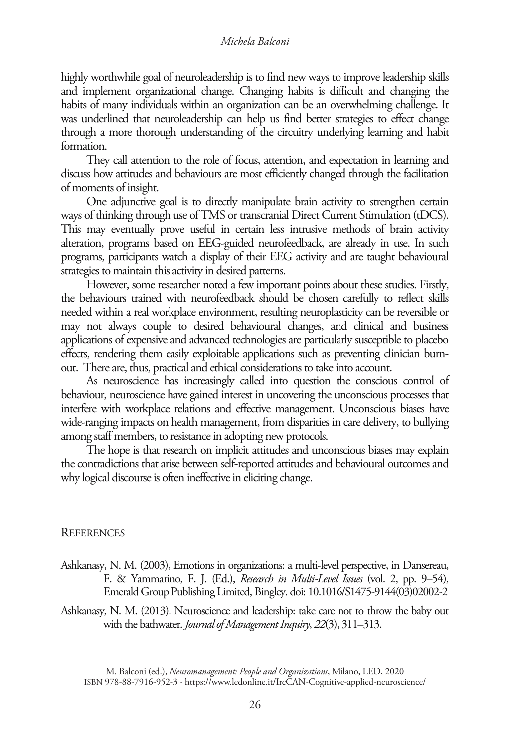highly worthwhile goal of neuroleadership is to find new ways to improve leadership skills and implement organizational change. Changing habits is difficult and changing the habits of many individuals within an organization can be an overwhelming challenge. It was underlined that neuroleadership can help us find better strategies to effect change through a more thorough understanding of the circuitry underlying learning and habit formation.

They call attention to the role of focus, attention, and expectation in learning and discuss how attitudes and behaviours are most efficiently changed through the facilitation of moments of insight.

One adjunctive goal is to directly manipulate brain activity to strengthen certain ways of thinking through use of TMS or transcranial Direct Current Stimulation (tDCS). This may eventually prove useful in certain less intrusive methods of brain activity alteration, programs based on EEG-guided neurofeedback, are already in use. In such programs, participants watch a display of their EEG activity and are taught behavioural strategies to maintain this activity in desired patterns.

However, some researcher noted a few important points about these studies. Firstly, the behaviours trained with neurofeedback should be chosen carefully to reflect skills needed within a real workplace environment, resulting neuroplasticity can be reversible or may not always couple to desired behavioural changes, and clinical and business applications of expensive and advanced technologies are particularly susceptible to placebo effects, rendering them easily exploitable applications such as preventing clinician burn-out. There are, thus, practical and ethical considerations to take into account.

As neuroscience has increasingly called into question the conscious control of behaviour, neuroscience have gained interest in uncovering the unconscious processes that interfere with workplace relations and effective management. Unconscious biases have wide-ranging impacts on health management, from disparities in care delivery, to bullying among staff members, to resistance in adopting new protocols.

The hope is that research on implicit attitudes and unconscious biases may explain the contradictions that arise between self-reported attitudes and behavioural outcomes and why logical discourse is often ineffective in eliciting change.

## References

Ashkanasy, N. M. (2003), Emotions in organizations: a multi-level perspective, in Dansereau, F. & Yammarino, F. J. (Ed.), *Research in Multi-Level Issues* (vol. 2, pp. 9–54), Emerald Group Publishing Limited, Bingley. doi: 10.1016/S1475-9144(03)02002-2

Ashkanasy, N. M. (2013). Neuroscience and leadership: take care not to throw the baby out with the bathwater. *Journal of Management Inquiry*, *22*(3), 311–313.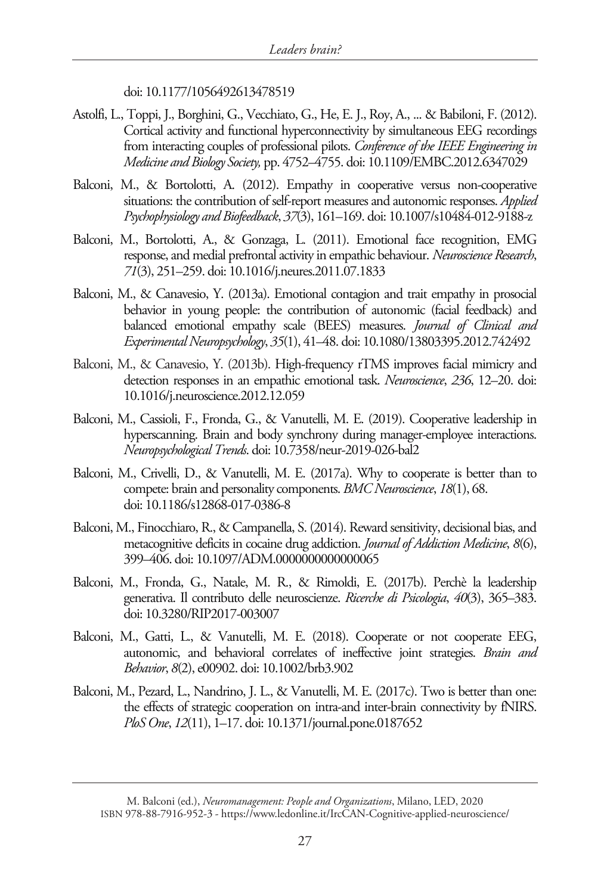doi: 10.1177/1056492613478519

Astolfi, L., Toppi, J., Borghini, G., Vecchiato, G., He, E. J., Roy, A., ... & Babiloni, F. (2012). Cortical activity and functional hyperconnectivity by simultaneous EEG recordings from interacting couples of professional pilots. *Conference of the IEEE Engineering in Medicine and Biology Society,* pp. 4752–4755. doi: 10.1109/EMBC.2012.6347029

Balconi, M., & Bortolotti, A. (2012). Empathy in cooperative versus non-cooperative situations: the contribution of self-report measures and autonomic responses. *Applied Psychophysiology and Biofeedback*, *37*(3), 161–169. doi: 10.1007/s10484-012-9188-z

Balconi, M., Bortolotti, A., & Gonzaga, L. (2011). Emotional face recognition, EMG response, and medial prefrontal activity in empathic behaviour. *Neuroscience Research*, *71*(3), 251–259. doi: 10.1016/j.neures.2011.07.1833

Balconi, M., & Canavesio, Y. (2013a). Emotional contagion and trait empathy in prosocial behavior in young people: the contribution of autonomic (facial feedback) and balanced emotional empathy scale (BEES) measures. *Journal of Clinical and Experimental Neuropsychology*, *35*(1), 41–48. doi: 10.1080/13803395.2012.742492

Balconi, M., & Canavesio, Y. (2013b). High-frequency rTMS improves facial mimicry and detection responses in an empathic emotional task. *Neuroscience*, *236*, 12–20. doi: 10.1016/j.neuroscience.2012.12.059

Balconi, M., Cassioli, F., Fronda, G., & Vanutelli, M. E. (2019). Cooperative leadership in hyperscanning. Brain and body synchrony during manager-employee interactions. *Neuropsychological Trends*. doi: 10.7358/neur-2019-026-bal2

Balconi, M., Crivelli, D., & Vanutelli, M. E. (2017a). Why to cooperate is better than to compete: brain and personality components. *BMC Neuroscience*, *18*(1), 68. doi: 10.1186/s12868-017-0386-8

Balconi, M., Finocchiaro, R., & Campanella, S. (2014). Reward sensitivity, decisional bias, and metacognitive deficits in cocaine drug addiction. *Journal of Addiction Medicine*, *8*(6), 399–406. doi: 10.1097/ADM.0000000000000065

Balconi, M., Fronda, G., Natale, M. R., & Rimoldi, E. (2017b). Perchè la leadership generativa. Il contributo delle neuroscienze. *Ricerche di Psicologia*, *40*(3), 365–383. doi: 10.3280/RIP2017-003007

Balconi, M., Gatti, L., & Vanutelli, M. E. (2018). Cooperate or not cooperate EEG, autonomic, and behavioral correlates of ineffective joint strategies. *Brain and Behavior*, *8*(2), e00902. doi: 10.1002/brb3.902

Balconi, M., Pezard, L., Nandrino, J. L., & Vanutelli, M. E. (2017c). Two is better than one: the effects of strategic cooperation on intra-and inter-brain connectivity by fNIRS. *PloS One*, *12*(11), 1–17. doi: 10.1371/journal.pone.0187652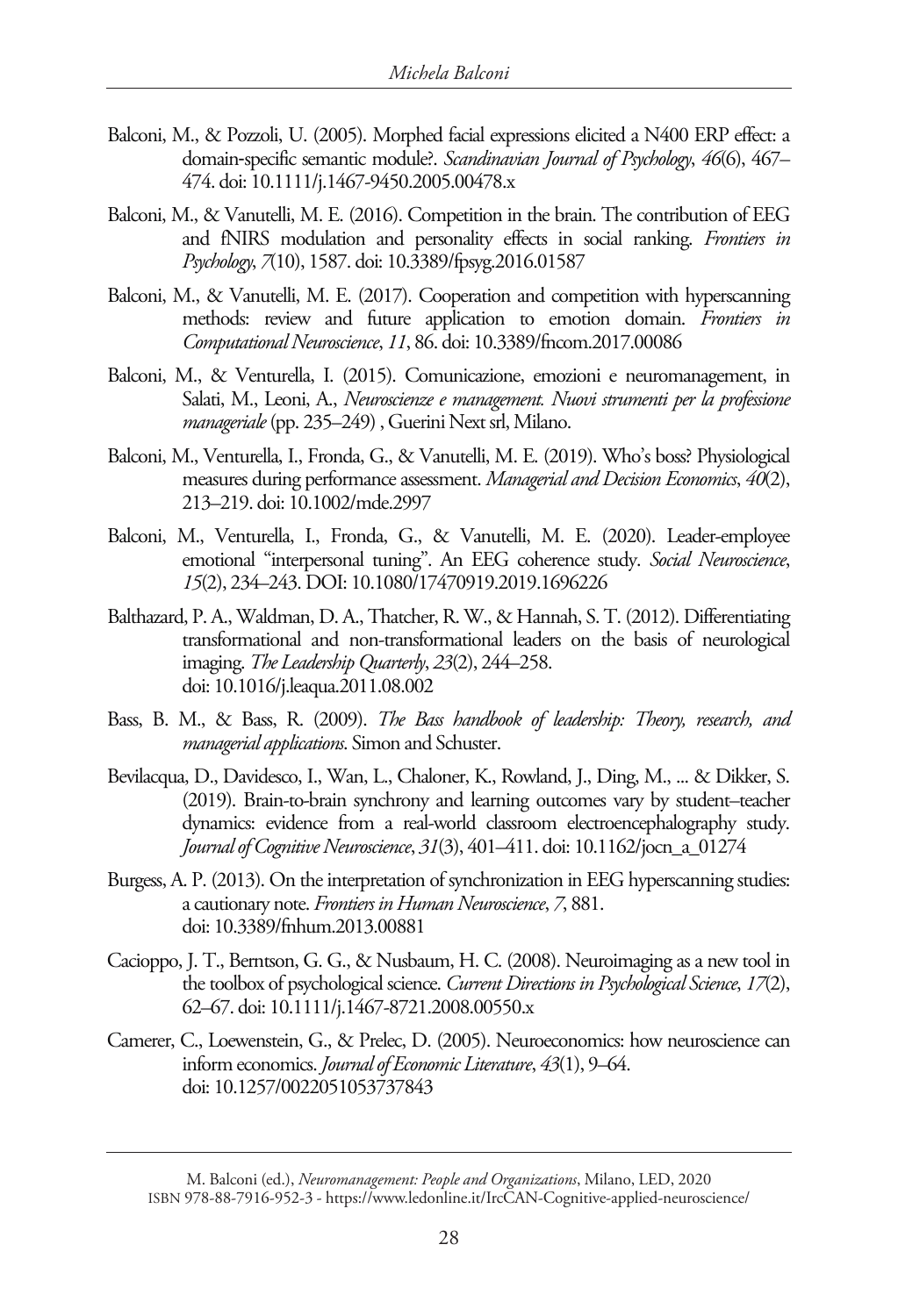Balconi, M., & Pozzoli, U. (2005). Morphed facial expressions elicited a N400 ERP effect: a domain-specific semantic module?. *Scandinavian Journal of Psychology*, *46*(6), 467–474. doi: 10.1111/j.1467-9450.2005.00478.x

Balconi, M., & Vanutelli, M. E. (2016). Competition in the brain. The contribution of EEG and fNIRS modulation and personality effects in social ranking. *Frontiers in Psychology*, *7*(10), 1587. doi: 10.3389/fpsyg.2016.01587

Balconi, M., & Vanutelli, M. E. (2017). Cooperation and competition with hyperscanning methods: review and future application to emotion domain. *Frontiers in Computational Neuroscience*, *11*, 86. doi: 10.3389/fncom.2017.00086

Balconi, M., & Venturella, I. (2015). Comunicazione, emozioni e neuromanagement, in Salati, M., Leoni, A., *Neuroscienze e management. Nuovi strumenti per la professione manageriale* (pp. 235–249) , Guerini Next srl, Milano.

Balconi, M., Venturella, I., Fronda, G., & Vanutelli, M. E. (2019). Who's boss? Physiological measures during performance assessment. *Managerial and Decision Economics*, *40*(2), 213–219. doi: 10.1002/mde.2997

Balconi, M., Venturella, I., Fronda, G., & Vanutelli, M. E. (2020). Leader-employee emotional "interpersonal tuning". An EEG coherence study. *Social Neuroscience*, *15*(2), 234–243. DOI: 10.1080/17470919.2019.1696226

Balthazard, P. A., Waldman, D. A., Thatcher, R. W., & Hannah, S. T. (2012). Differentiating transformational and non-transformational leaders on the basis of neurological imaging. *The Leadership Quarterly*, *23*(2), 244–258. doi: 10.1016/j.leaqua.2011.08.002

Bass, B. M., & Bass, R. (2009). *The Bass handbook of leadership: Theory, research, and managerial applications*. Simon and Schuster.

Bevilacqua, D., Davidesco, I., Wan, L., Chaloner, K., Rowland, J., Ding, M., ... & Dikker, S. (2019). Brain-to-brain synchrony and learning outcomes vary by student–teacher dynamics: evidence from a real-world classroom electroencephalography study. *Journal of Cognitive Neuroscience*, *31*(3), 401–411. doi: 10.1162/jocn_a_01274

Burgess, A. P. (2013). On the interpretation of synchronization in EEG hyperscanning studies: a cautionary note. *Frontiers in Human Neuroscience*, *7*, 881. doi: 10.3389/fnhum.2013.00881

Cacioppo, J. T., Berntson, G. G., & Nusbaum, H. C. (2008). Neuroimaging as a new tool in the toolbox of psychological science. *Current Directions in Psychological Science*, *17*(2), 62–67. doi: 10.1111/j.1467-8721.2008.00550.x

Camerer, C., Loewenstein, G., & Prelec, D. (2005). Neuroeconomics: how neuroscience can inform economics. *Journal of Economic Literature*, *43*(1), 9–64. doi: 10.1257/0022051053737843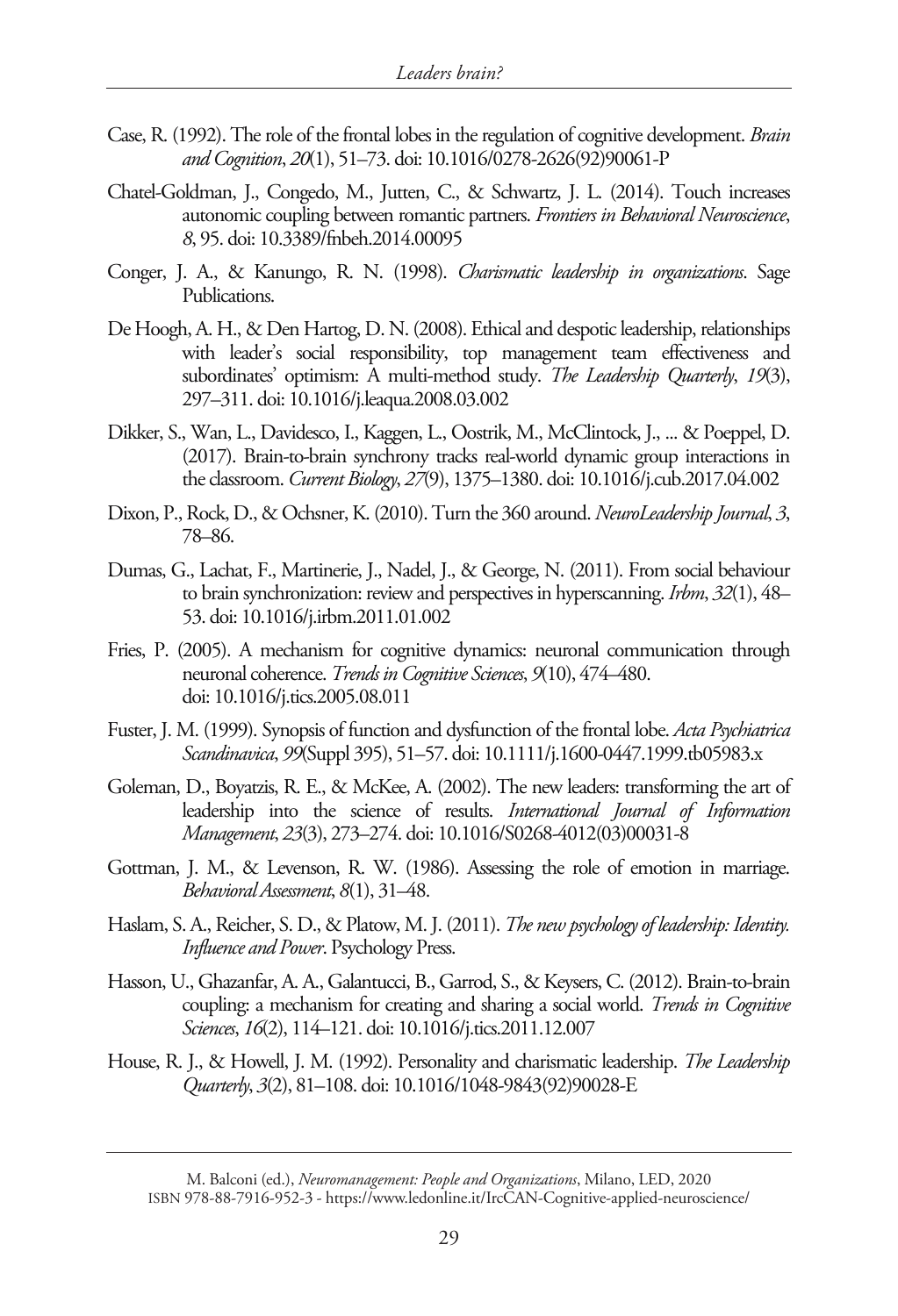Case, R. (1992). The role of the frontal lobes in the regulation of cognitive development. *Brain and Cognition*, *20*(1), 51–73. doi: 10.1016/0278-2626(92)90061-P

Chatel-Goldman, J., Congedo, M., Jutten, C., & Schwartz, J. L. (2014). Touch increases autonomic coupling between romantic partners. *Frontiers in Behavioral Neuroscience*, *8*, 95. doi: 10.3389/fnbeh.2014.00095

Conger, J. A., & Kanungo, R. N. (1998). *Charismatic leadership in organizations*. Sage Publications.

De Hoogh, A. H., & Den Hartog, D. N. (2008). Ethical and despotic leadership, relationships with leader's social responsibility, top management team effectiveness and subordinates' optimism: A multi-method study. *The Leadership Quarterly*, *19*(3), 297–311. doi: 10.1016/j.leaqua.2008.03.002

Dikker, S., Wan, L., Davidesco, I., Kaggen, L., Oostrik, M., McClintock, J., ... & Poeppel, D. (2017). Brain-to-brain synchrony tracks real-world dynamic group interactions in the classroom. *Current Biology*, *27*(9), 1375–1380. doi: 10.1016/j.cub.2017.04.002

Dixon, P., Rock, D., & Ochsner, K. (2010). Turn the 360 around. *NeuroLeadership Journal*, *3*, 78–86.

Dumas, G., Lachat, F., Martinerie, J., Nadel, J., & George, N. (2011). From social behaviour to brain synchronization: review and perspectives in hyperscanning. *Irbm*, *32*(1), 48–53. doi: 10.1016/j.irbm.2011.01.002

Fries, P. (2005). A mechanism for cognitive dynamics: neuronal communication through neuronal coherence. *Trends in Cognitive Sciences*, *9*(10), 474–480. doi: 10.1016/j.tics.2005.08.011

Fuster, J. M. (1999). Synopsis of function and dysfunction of the frontal lobe. *Acta Psychiatrica Scandinavica*, *99*(Suppl 395), 51–57. doi: 10.1111/j.1600-0447.1999.tb05983.x

Goleman, D., Boyatzis, R. E., & McKee, A. (2002). The new leaders: transforming the art of leadership into the science of results. *International Journal of Information Management*, *23*(3), 273–274. doi: 10.1016/S0268-4012(03)00031-8

Gottman, J. M., & Levenson, R. W. (1986). Assessing the role of emotion in marriage. *Behavioral Assessment*, *8*(1), 31–48.

Haslam, S. A., Reicher, S. D., & Platow, M. J. (2011). *The new psychology of leadership: Identity. Influence and Power*. Psychology Press.

Hasson, U., Ghazanfar, A. A., Galantucci, B., Garrod, S., & Keysers, C. (2012). Brain-to-brain coupling: a mechanism for creating and sharing a social world. *Trends in Cognitive Sciences*, *16*(2), 114–121. doi: 10.1016/j.tics.2011.12.007

House, R. J., & Howell, J. M. (1992). Personality and charismatic leadership. *The Leadership Quarterly*, *3*(2), 81–108. doi: 10.1016/1048-9843(92)90028-E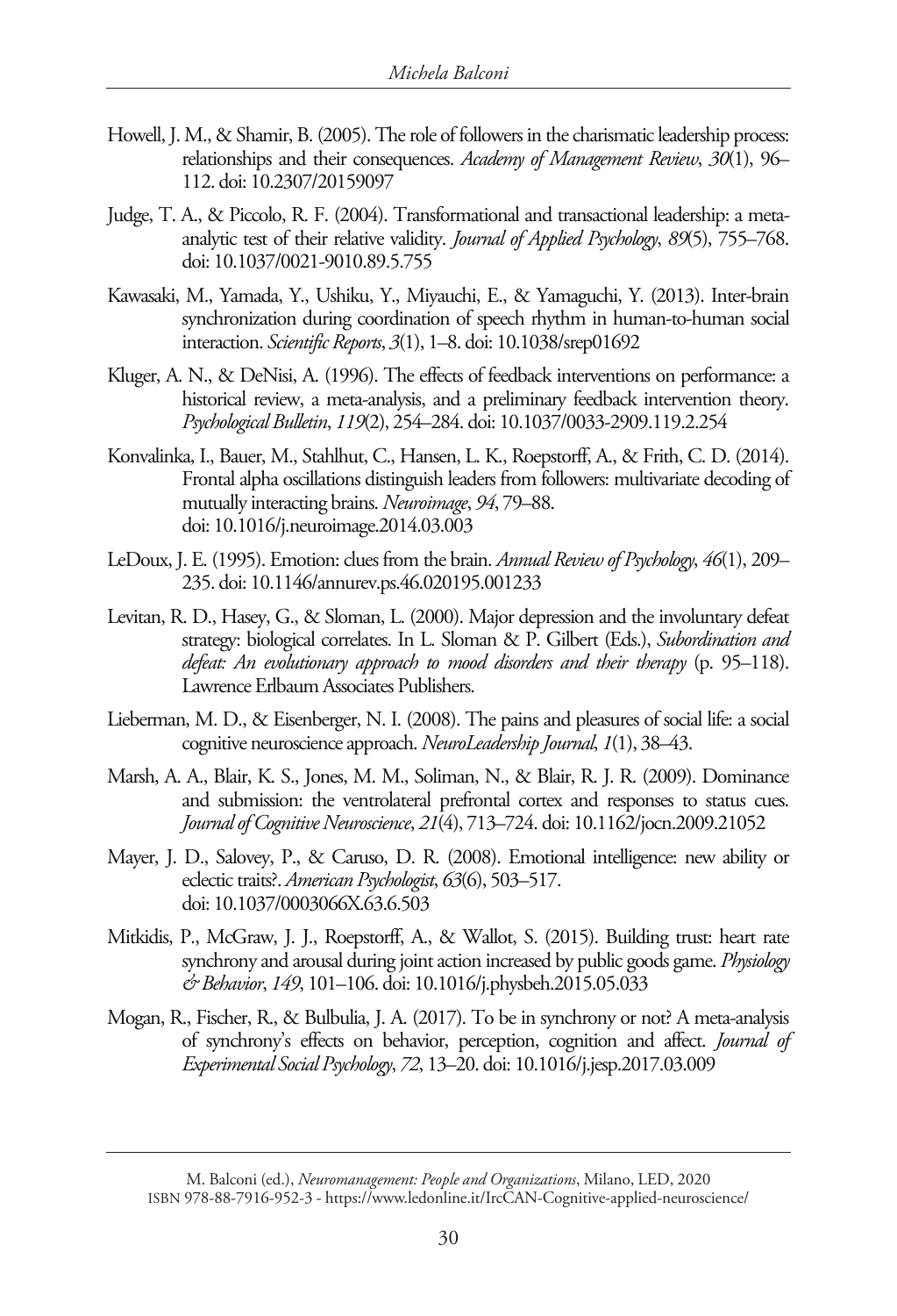Howell, J. M., & Shamir, B. (2005). The role of followers in the charismatic leadership process: relationships and their consequences. *Academy of Management Review*, *30*(1), 96–112. doi: 10.2307/20159097

Judge, T. A., & Piccolo, R. F. (2004). Transformational and transactional leadership: a meta-analytic test of their relative validity. *Journal of Applied Psychology*, *89*(5), 755–768. doi: 10.1037/0021-9010.89.5.755

Kawasaki, M., Yamada, Y., Ushiku, Y., Miyauchi, E., & Yamaguchi, Y. (2013). Inter-brain synchronization during coordination of speech rhythm in human-to-human social interaction. *Scientific Reports*, *3*(1), 1–8. doi: 10.1038/srep01692

Kluger, A. N., & DeNisi, A. (1996). The effects of feedback interventions on performance: a historical review, a meta-analysis, and a preliminary feedback intervention theory. *Psychological Bulletin*, *119*(2), 254–284. doi: 10.1037/0033-2909.119.2.254

Konvalinka, I., Bauer, M., Stahlhut, C., Hansen, L. K., Roepstorff, A., & Frith, C. D. (2014). Frontal alpha oscillations distinguish leaders from followers: multivariate decoding of mutually interacting brains. *Neuroimage*, *94*, 79–88. doi: 10.1016/j.neuroimage.2014.03.003

LeDoux, J. E. (1995). Emotion: clues from the brain. *Annual Review of Psychology*, *46*(1), 209–235. doi: 10.1146/annurev.ps.46.020195.001233

Levitan, R. D., Hasey, G., & Sloman, L. (2000). Major depression and the involuntary defeat strategy: biological correlates. In L. Sloman & P. Gilbert (Eds.), *Subordination and defeat: An evolutionary approach to mood disorders and their therapy* (p. 95–118). Lawrence Erlbaum Associates Publishers.

Lieberman, M. D., & Eisenberger, N. I. (2008). The pains and pleasures of social life: a social cognitive neuroscience approach. *NeuroLeadership Journal*, *1*(1), 38–43.

Marsh, A. A., Blair, K. S., Jones, M. M., Soliman, N., & Blair, R. J. R. (2009). Dominance and submission: the ventrolateral prefrontal cortex and responses to status cues. *Journal of Cognitive Neuroscience*, *21*(4), 713–724. doi: 10.1162/jocn.2009.21052

Mayer, J. D., Salovey, P., & Caruso, D. R. (2008). Emotional intelligence: new ability or eclectic traits?. *American Psychologist*, *63*(6), 503–517. doi: 10.1037/0003066X.63.6.503

Mitkidis, P., McGraw, J. J., Roepstorff, A., & Wallot, S. (2015). Building trust: heart rate synchrony and arousal during joint action increased by public goods game. *Physiology & Behavior*, *149*, 101–106. doi: 10.1016/j.physbeh.2015.05.033

Mogan, R., Fischer, R., & Bulbulia, J. A. (2017). To be in synchrony or not? A meta-analysis of synchrony's effects on behavior, perception, cognition and affect. *Journal of Experimental Social Psychology*, *72*, 13–20. doi: 10.1016/j.jesp.2017.03.009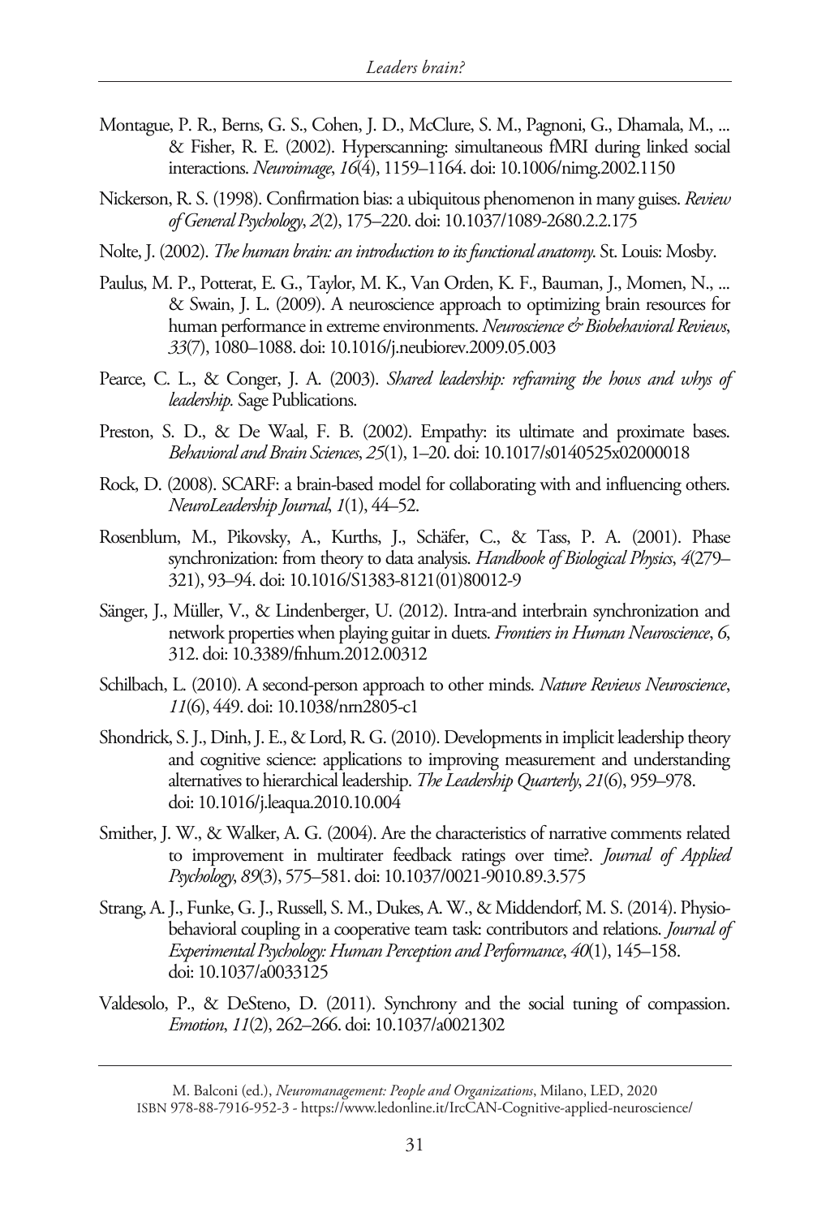Montague, P. R., Berns, G. S., Cohen, J. D., McClure, S. M., Pagnoni, G., Dhamala, M., ... & Fisher, R. E. (2002). Hyperscanning: simultaneous fMRI during linked social interactions. *Neuroimage*, *16*(4), 1159–1164. doi: 10.1006/nimg.2002.1150

Nickerson, R. S. (1998). Confirmation bias: a ubiquitous phenomenon in many guises. *Review of General Psychology*, *2*(2), 175–220. doi: 10.1037/1089-2680.2.2.175

Nolte, J. (2002). *The human brain: an introduction to its functional anatomy*. St. Louis: Mosby.

Paulus, M. P., Potterat, E. G., Taylor, M. K., Van Orden, K. F., Bauman, J., Momen, N., ... & Swain, J. L. (2009). A neuroscience approach to optimizing brain resources for human performance in extreme environments. *Neuroscience & Biobehavioral Reviews*, *33*(7), 1080–1088. doi: 10.1016/j.neubiorev.2009.05.003

Pearce, C. L., & Conger, J. A. (2003). *Shared leadership: reframing the hows and whys of leadership.* Sage Publications.

Preston, S. D., & De Waal, F. B. (2002). Empathy: its ultimate and proximate bases. *Behavioral and Brain Sciences*, *25*(1), 1–20. doi: 10.1017/s0140525x02000018

Rock, D. (2008). SCARF: a brain-based model for collaborating with and influencing others. *NeuroLeadership Journal*, *1*(1), 44–52.

Rosenblum, M., Pikovsky, A., Kurths, J., Schäfer, C., & Tass, P. A. (2001). Phase synchronization: from theory to data analysis. *Handbook of Biological Physics*, *4*(279–321), 93–94. doi: 10.1016/S1383-8121(01)80012-9

Sänger, J., Müller, V., & Lindenberger, U. (2012). Intra-and interbrain synchronization and network properties when playing guitar in duets. *Frontiers in Human Neuroscience*, *6*, 312. doi: 10.3389/fnhum.2012.00312

Schilbach, L. (2010). A second-person approach to other minds. *Nature Reviews Neuroscience*, *11*(6), 449. doi: 10.1038/nrn2805-c1

Shondrick, S. J., Dinh, J. E., & Lord, R. G. (2010). Developments in implicit leadership theory and cognitive science: applications to improving measurement and understanding alternatives to hierarchical leadership. *The Leadership Quarterly*, *21*(6), 959–978. doi: 10.1016/j.leaqua.2010.10.004

Smither, J. W., & Walker, A. G. (2004). Are the characteristics of narrative comments related to improvement in multirater feedback ratings over time?. *Journal of Applied Psychology*, *89*(3), 575–581. doi: 10.1037/0021-9010.89.3.575

Strang, A. J., Funke, G. J., Russell, S. M., Dukes, A. W., & Middendorf, M. S. (2014). Physio-behavioral coupling in a cooperative team task: contributors and relations. *Journal of Experimental Psychology: Human Perception and Performance*, *40*(1), 145–158. doi: 10.1037/a0033125

Valdesolo, P., & DeSteno, D. (2011). Synchrony and the social tuning of compassion. *Emotion*, *11*(2), 262–266. doi: 10.1037/a0021302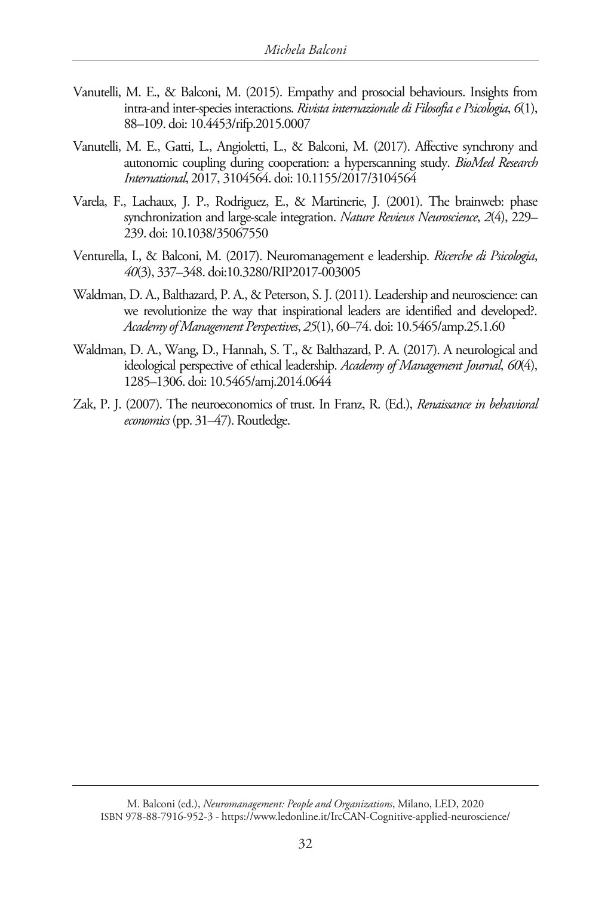Vanutelli, M. E., & Balconi, M. (2015). Empathy and prosocial behaviours. Insights from intra-and inter-species interactions. *Rivista internazionale di Filosofia e Psicologia*, *6*(1), 88–109. doi: 10.4453/rifp.2015.0007

Vanutelli, M. E., Gatti, L., Angioletti, L., & Balconi, M. (2017). Affective synchrony and autonomic coupling during cooperation: a hyperscanning study. *BioMed Research International*, 2017, 3104564. doi: 10.1155/2017/3104564

Varela, F., Lachaux, J. P., Rodriguez, E., & Martinerie, J. (2001). The brainweb: phase synchronization and large-scale integration. *Nature Reviews Neuroscience*, *2*(4), 229–239. doi: 10.1038/35067550

Venturella, I., & Balconi, M. (2017). Neuromanagement e leadership. *Ricerche di Psicologia*, *40*(3), 337–348. doi:10.3280/RIP2017-003005

Waldman, D. A., Balthazard, P. A., & Peterson, S. J. (2011). Leadership and neuroscience: can we revolutionize the way that inspirational leaders are identified and developed?. *Academy of Management Perspectives*, *25*(1), 60–74. doi: 10.5465/amp.25.1.60

Waldman, D. A., Wang, D., Hannah, S. T., & Balthazard, P. A. (2017). A neurological and ideological perspective of ethical leadership. *Academy of Management Journal*, *60*(4), 1285–1306. doi: 10.5465/amj.2014.0644

Zak, P. J. (2007). The neuroeconomics of trust. In Franz, R. (Ed.), *Renaissance in behavioral economics* (pp. 31–47). Routledge.